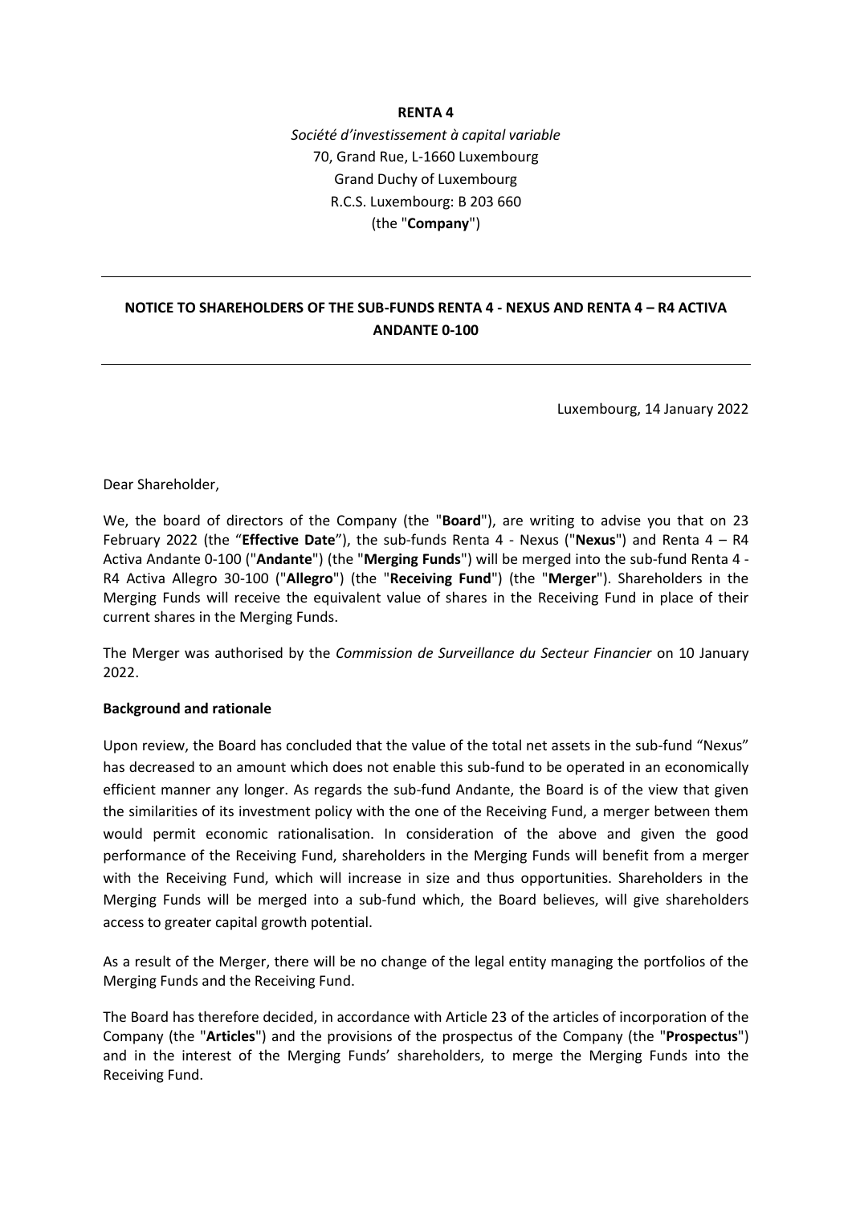**RENTA 4**

*Société d'investissement à capital variable*
70, Grand Rue, L-1660 Luxembourg
Grand Duchy of Luxembourg
R.C.S. Luxembourg: B 203 660
(the "**Company**")

---

**NOTICE TO SHAREHOLDERS OF THE SUB-FUNDS RENTA 4 - NEXUS AND RENTA 4 – R4 ACTIVA ANDANTE 0-100**

---

Luxembourg, 14 January 2022

Dear Shareholder,

We, the board of directors of the Company (the "**Board**"), are writing to advise you that on 23 February 2022 (the "**Effective Date**"), the sub-funds Renta 4 - Nexus ("**Nexus**") and Renta 4 – R4 Activa Andante 0-100 ("**Andante**") (the "**Merging Funds**") will be merged into the sub-fund Renta 4 - R4 Activa Allegro 30-100 ("**Allegro**") (the "**Receiving Fund**") (the "**Merger**"). Shareholders in the Merging Funds will receive the equivalent value of shares in the Receiving Fund in place of their current shares in the Merging Funds.

The Merger was authorised by the *Commission de Surveillance du Secteur Financier* on 10 January 2022.

**Background and rationale**

Upon review, the Board has concluded that the value of the total net assets in the sub-fund "Nexus" has decreased to an amount which does not enable this sub-fund to be operated in an economically efficient manner any longer. As regards the sub-fund Andante, the Board is of the view that given the similarities of its investment policy with the one of the Receiving Fund, a merger between them would permit economic rationalisation. In consideration of the above and given the good performance of the Receiving Fund, shareholders in the Merging Funds will benefit from a merger with the Receiving Fund, which will increase in size and thus opportunities. Shareholders in the Merging Funds will be merged into a sub-fund which, the Board believes, will give shareholders access to greater capital growth potential.

As a result of the Merger, there will be no change of the legal entity managing the portfolios of the Merging Funds and the Receiving Fund.

The Board has therefore decided, in accordance with Article 23 of the articles of incorporation of the Company (the "**Articles**") and the provisions of the prospectus of the Company (the "**Prospectus**") and in the interest of the Merging Funds' shareholders, to merge the Merging Funds into the Receiving Fund.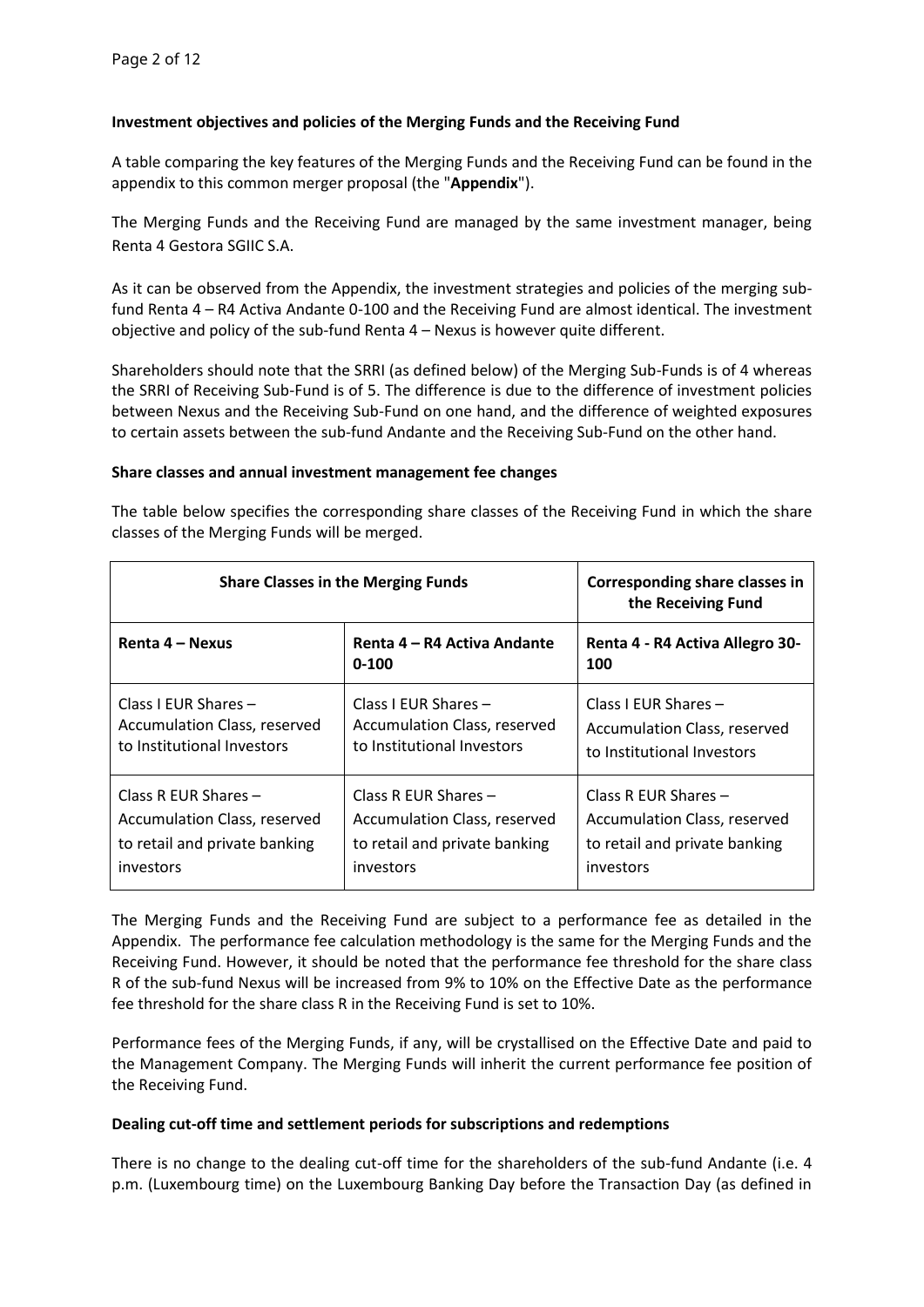**Investment objectives and policies of the Merging Funds and the Receiving Fund**

A table comparing the key features of the Merging Funds and the Receiving Fund can be found in the appendix to this common merger proposal (the "**Appendix**").

The Merging Funds and the Receiving Fund are managed by the same investment manager, being Renta 4 Gestora SGIIC S.A.

As it can be observed from the Appendix, the investment strategies and policies of the merging sub-fund Renta 4 – R4 Activa Andante 0-100 and the Receiving Fund are almost identical. The investment objective and policy of the sub-fund Renta 4 – Nexus is however quite different.

Shareholders should note that the SRRI (as defined below) of the Merging Sub-Funds is of 4 whereas the SRRI of Receiving Sub-Fund is of 5. The difference is due to the difference of investment policies between Nexus and the Receiving Sub-Fund on one hand, and the difference of weighted exposures to certain assets between the sub-fund Andante and the Receiving Sub-Fund on the other hand.

**Share classes and annual investment management fee changes**

The table below specifies the corresponding share classes of the Receiving Fund in which the share classes of the Merging Funds will be merged.

| **Share Classes in the Merging Funds** | | **Corresponding share classes in the Receiving Fund** |
|---|---|---|
| **Renta 4 – Nexus** | **Renta 4 – R4 Activa Andante 0-100** | **Renta 4 - R4 Activa Allegro 30-100** |
| Class I EUR Shares – Accumulation Class, reserved to Institutional Investors | Class I EUR Shares – Accumulation Class, reserved to Institutional Investors | Class I EUR Shares – Accumulation Class, reserved to Institutional Investors |
| Class R EUR Shares – Accumulation Class, reserved to retail and private banking investors | Class R EUR Shares – Accumulation Class, reserved to retail and private banking investors | Class R EUR Shares – Accumulation Class, reserved to retail and private banking investors |

The Merging Funds and the Receiving Fund are subject to a performance fee as detailed in the Appendix. The performance fee calculation methodology is the same for the Merging Funds and the Receiving Fund. However, it should be noted that the performance fee threshold for the share class R of the sub-fund Nexus will be increased from 9% to 10% on the Effective Date as the performance fee threshold for the share class R in the Receiving Fund is set to 10%.

Performance fees of the Merging Funds, if any, will be crystallised on the Effective Date and paid to the Management Company. The Merging Funds will inherit the current performance fee position of the Receiving Fund.

**Dealing cut-off time and settlement periods for subscriptions and redemptions**

There is no change to the dealing cut-off time for the shareholders of the sub-fund Andante (i.e. 4 p.m. (Luxembourg time) on the Luxembourg Banking Day before the Transaction Day (as defined in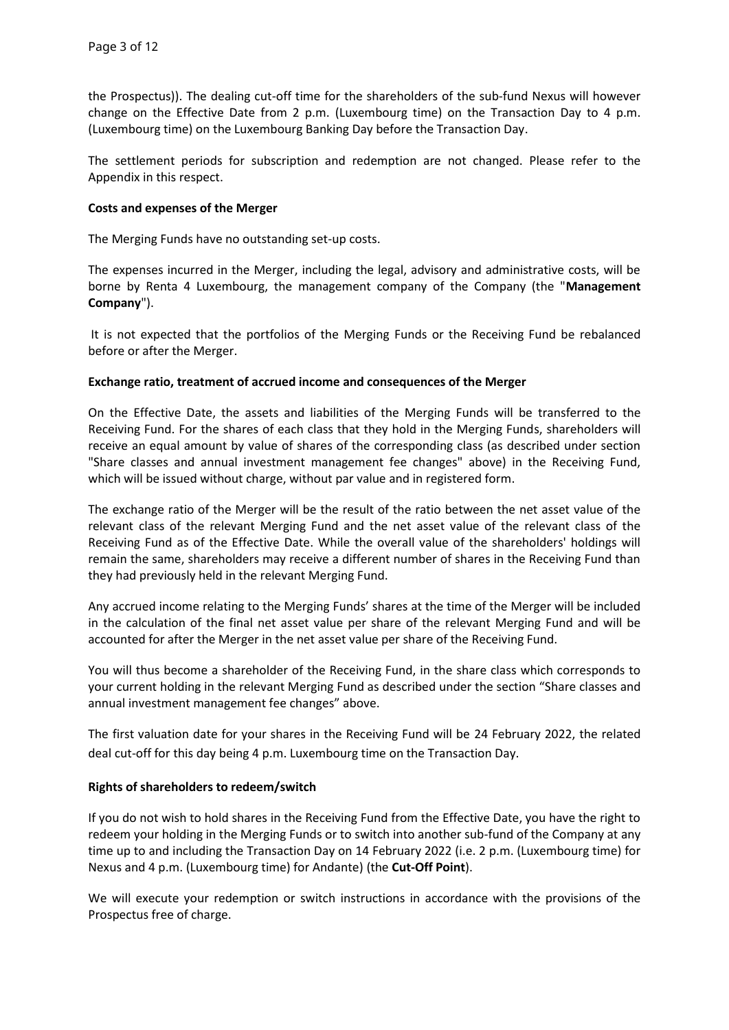the Prospectus)). The dealing cut-off time for the shareholders of the sub-fund Nexus will however change on the Effective Date from 2 p.m. (Luxembourg time) on the Transaction Day to 4 p.m. (Luxembourg time) on the Luxembourg Banking Day before the Transaction Day.

The settlement periods for subscription and redemption are not changed. Please refer to the Appendix in this respect.

**Costs and expenses of the Merger**

The Merging Funds have no outstanding set-up costs.

The expenses incurred in the Merger, including the legal, advisory and administrative costs, will be borne by Renta 4 Luxembourg, the management company of the Company (the "**Management Company**").

It is not expected that the portfolios of the Merging Funds or the Receiving Fund be rebalanced before or after the Merger.

**Exchange ratio, treatment of accrued income and consequences of the Merger**

On the Effective Date, the assets and liabilities of the Merging Funds will be transferred to the Receiving Fund. For the shares of each class that they hold in the Merging Funds, shareholders will receive an equal amount by value of shares of the corresponding class (as described under section "Share classes and annual investment management fee changes" above) in the Receiving Fund, which will be issued without charge, without par value and in registered form.

The exchange ratio of the Merger will be the result of the ratio between the net asset value of the relevant class of the relevant Merging Fund and the net asset value of the relevant class of the Receiving Fund as of the Effective Date. While the overall value of the shareholders' holdings will remain the same, shareholders may receive a different number of shares in the Receiving Fund than they had previously held in the relevant Merging Fund.

Any accrued income relating to the Merging Funds' shares at the time of the Merger will be included in the calculation of the final net asset value per share of the relevant Merging Fund and will be accounted for after the Merger in the net asset value per share of the Receiving Fund.

You will thus become a shareholder of the Receiving Fund, in the share class which corresponds to your current holding in the relevant Merging Fund as described under the section "Share classes and annual investment management fee changes" above.

The first valuation date for your shares in the Receiving Fund will be 24 February 2022, the related deal cut-off for this day being 4 p.m. Luxembourg time on the Transaction Day.

**Rights of shareholders to redeem/switch**

If you do not wish to hold shares in the Receiving Fund from the Effective Date, you have the right to redeem your holding in the Merging Funds or to switch into another sub-fund of the Company at any time up to and including the Transaction Day on 14 February 2022 (i.e. 2 p.m. (Luxembourg time) for Nexus and 4 p.m. (Luxembourg time) for Andante) (the **Cut-Off Point**).

We will execute your redemption or switch instructions in accordance with the provisions of the Prospectus free of charge.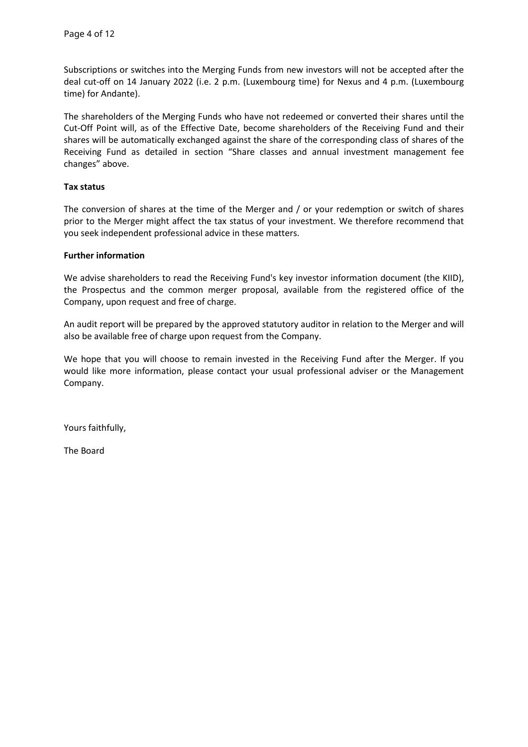Subscriptions or switches into the Merging Funds from new investors will not be accepted after the deal cut-off on 14 January 2022 (i.e. 2 p.m. (Luxembourg time) for Nexus and 4 p.m. (Luxembourg time) for Andante).

The shareholders of the Merging Funds who have not redeemed or converted their shares until the Cut-Off Point will, as of the Effective Date, become shareholders of the Receiving Fund and their shares will be automatically exchanged against the share of the corresponding class of shares of the Receiving Fund as detailed in section "Share classes and annual investment management fee changes" above.

**Tax status**

The conversion of shares at the time of the Merger and / or your redemption or switch of shares prior to the Merger might affect the tax status of your investment. We therefore recommend that you seek independent professional advice in these matters.

**Further information**

We advise shareholders to read the Receiving Fund's key investor information document (the KIID), the Prospectus and the common merger proposal, available from the registered office of the Company, upon request and free of charge.

An audit report will be prepared by the approved statutory auditor in relation to the Merger and will also be available free of charge upon request from the Company.

We hope that you will choose to remain invested in the Receiving Fund after the Merger. If you would like more information, please contact your usual professional adviser or the Management Company.

Yours faithfully,

The Board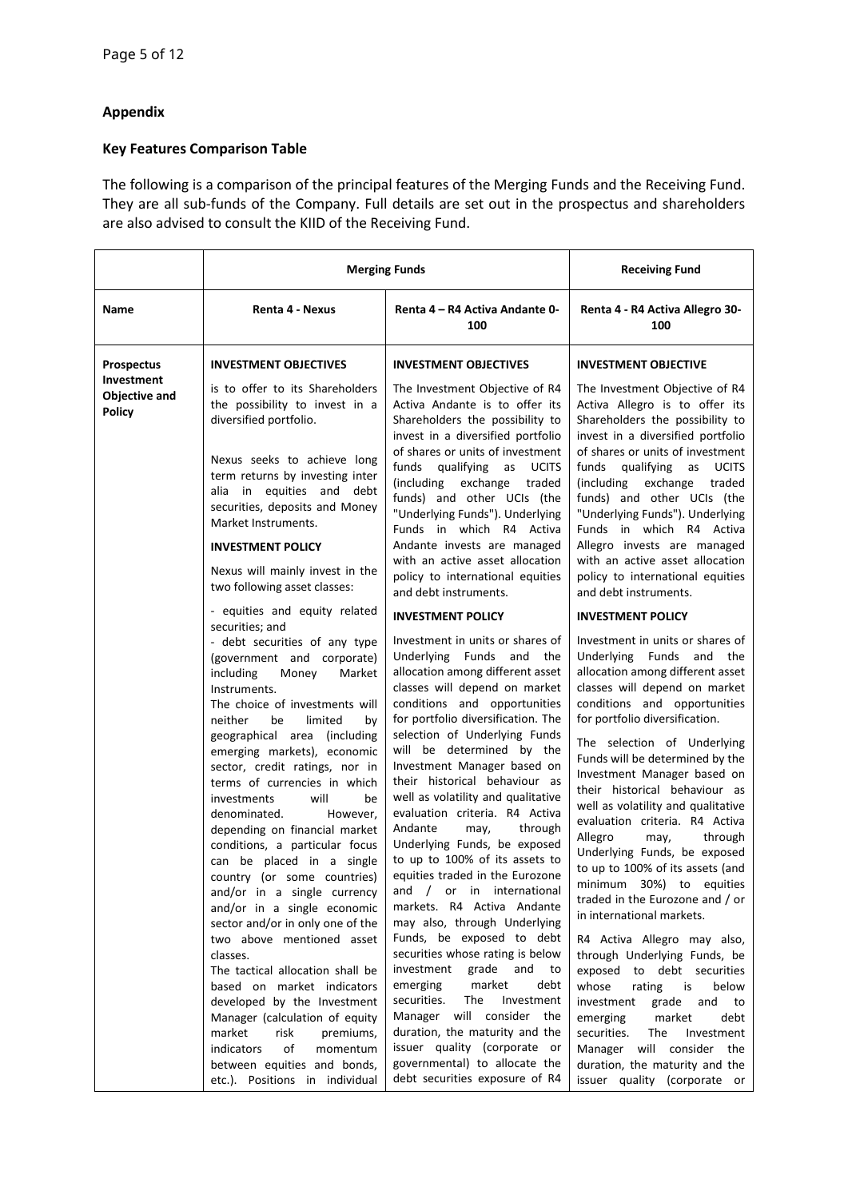**Appendix**

**Key Features Comparison Table**

The following is a comparison of the principal features of the Merging Funds and the Receiving Fund. They are all sub-funds of the Company. Full details are set out in the prospectus and shareholders are also advised to consult the KIID of the Receiving Fund.

| | **Merging Funds** | | **Receiving Fund** |
|---|---|---|---|
| **Name** | **Renta 4 - Nexus** | **Renta 4 – R4 Activa Andante 0-100** | **Renta 4 - R4 Activa Allegro 30-100** |
| **Prospectus Investment Objective and Policy** | **INVESTMENT OBJECTIVES**<br><br>is to offer to its Shareholders the possibility to invest in a diversified portfolio.<br><br>Nexus seeks to achieve long term returns by investing inter alia in equities and debt securities, deposits and Money Market Instruments.<br><br>**INVESTMENT POLICY**<br><br>Nexus will mainly invest in the two following asset classes:<br><br>- equities and equity related securities; and<br>- debt securities of any type (government and corporate) including Money Market Instruments.<br>The choice of investments will neither be limited by geographical area (including emerging markets), economic sector, credit ratings, nor in terms of currencies in which investments will be denominated. However, depending on financial market conditions, a particular focus can be placed in a single country (or some countries) and/or in a single currency and/or in a single economic sector and/or in only one of the two above mentioned asset classes.<br>The tactical allocation shall be based on market indicators developed by the Investment Manager (calculation of equity market risk premiums, indicators of momentum between equities and bonds, etc.). Positions in individual | **INVESTMENT OBJECTIVES**<br><br>The Investment Objective of R4 Activa Andante is to offer its Shareholders the possibility to invest in a diversified portfolio of shares or units of investment funds qualifying as UCITS (including exchange traded funds) and other UCIs (the "Underlying Funds"). Underlying Funds in which R4 Activa Andante invests are managed with an active asset allocation policy to international equities and debt instruments.<br><br>**INVESTMENT POLICY**<br><br>Investment in units or shares of Underlying Funds and the allocation among different asset classes will depend on market conditions and opportunities for portfolio diversification. The selection of Underlying Funds will be determined by the Investment Manager based on their historical behaviour as well as volatility and qualitative evaluation criteria. R4 Activa Andante may, through Underlying Funds, be exposed to up to 100% of its assets to equities traded in the Eurozone and / or in international markets. R4 Activa Andante may also, through Underlying Funds, be exposed to debt securities whose rating is below investment grade and to emerging market debt securities. The Investment Manager will consider the duration, the maturity and the issuer quality (corporate or governmental) to allocate the debt securities exposure of R4 | **INVESTMENT OBJECTIVE**<br><br>The Investment Objective of R4 Activa Allegro is to offer its Shareholders the possibility to invest in a diversified portfolio of shares or units of investment funds qualifying as UCITS (including exchange traded funds) and other UCIs (the "Underlying Funds"). Underlying Funds in which R4 Activa Allegro invests are managed with an active asset allocation policy to international equities and debt instruments.<br><br>**INVESTMENT POLICY**<br><br>Investment in units or shares of Underlying Funds and the allocation among different asset classes will depend on market conditions and opportunities for portfolio diversification.<br><br>The selection of Underlying Funds will be determined by the Investment Manager based on their historical behaviour as well as volatility and qualitative evaluation criteria. R4 Activa Allegro may, through Underlying Funds, be exposed to up to 100% of its assets (and minimum 30%) to equities traded in the Eurozone and / or in international markets.<br><br>R4 Activa Allegro may also, through Underlying Funds, be exposed to debt securities whose rating is below investment grade and to emerging market debt securities. The Investment Manager will consider the duration, the maturity and the issuer quality (corporate or |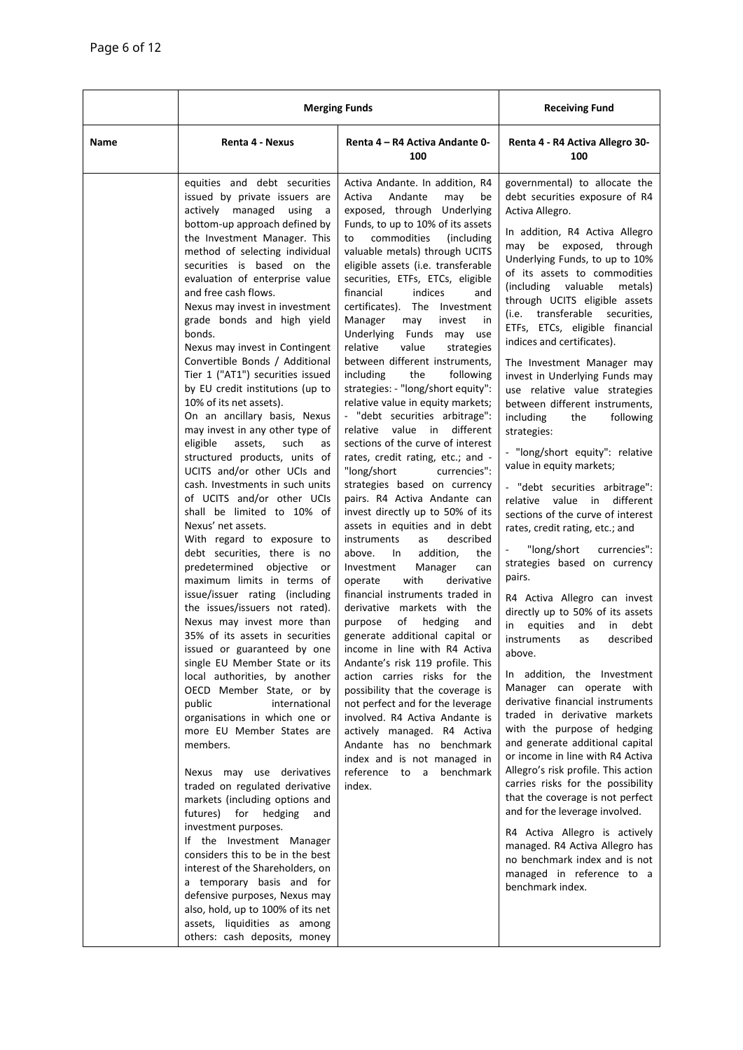| | Merging Funds | | Receiving Fund |
|---|---|---|---|
| **Name** | **Renta 4 - Nexus** | **Renta 4 – R4 Activa Andante 0-100** | **Renta 4 - R4 Activa Allegro 30-100** |
| | equities and debt securities issued by private issuers are actively managed using a bottom-up approach defined by the Investment Manager. This method of selecting individual securities is based on the evaluation of enterprise value and free cash flows.<br>Nexus may invest in investment grade bonds and high yield bonds.<br>Nexus may invest in Contingent Convertible Bonds / Additional Tier 1 ("AT1") securities issued by EU credit institutions (up to 10% of its net assets).<br>On an ancillary basis, Nexus may invest in any other type of eligible assets, such as structured products, units of UCITS and/or other UCIs and cash. Investments in such units of UCITS and/or other UCIs shall be limited to 10% of Nexus' net assets.<br>With regard to exposure to debt securities, there is no predetermined objective or maximum limits in terms of issue/issuer rating (including the issues/issuers not rated). Nexus may invest more than 35% of its assets in securities issued or guaranteed by one single EU Member State or its local authorities, by another OECD Member State, or by public international organisations in which one or more EU Member States are members.<br><br>Nexus may use derivatives traded on regulated derivative markets (including options and futures) for hedging and investment purposes.<br>If the Investment Manager considers this to be in the best interest of the Shareholders, on a temporary basis and for defensive purposes, Nexus may also, hold, up to 100% of its net assets, liquidities as among others: cash deposits, money | Activa Andante. In addition, R4 Activa Andante may be exposed, through Underlying Funds, to up to 10% of its assets to commodities (including valuable metals) through UCITS eligible assets (i.e. transferable securities, ETFs, ETCs, eligible financial indices and certificates). The Investment Manager may invest in Underlying Funds may use relative value strategies between different instruments, including the following strategies: - "long/short equity": relative value in equity markets; - "debt securities arbitrage": relative value in different sections of the curve of interest rates, credit rating, etc.; and - "long/short currencies": strategies based on currency pairs. R4 Activa Andante can invest directly up to 50% of its assets in equities and in debt instruments as described above. In addition, the Investment Manager can operate with derivative financial instruments traded in derivative markets with the purpose of hedging and generate additional capital or income in line with R4 Activa Andante's risk 119 profile. This action carries risks for the possibility that the coverage is not perfect and for the leverage involved. R4 Activa Andante is actively managed. R4 Activa Andante has no benchmark index and is not managed in reference to a benchmark index. | governmental) to allocate the debt securities exposure of R4 Activa Allegro.<br><br>In addition, R4 Activa Allegro may be exposed, through Underlying Funds, to up to 10% of its assets to commodities (including valuable metals) through UCITS eligible assets (i.e. transferable securities, ETFs, ETCs, eligible financial indices and certificates).<br><br>The Investment Manager may invest in Underlying Funds may use relative value strategies between different instruments, including the following strategies:<br><br>- "long/short equity": relative value in equity markets;<br><br>- "debt securities arbitrage": relative value in different sections of the curve of interest rates, credit rating, etc.; and<br><br>- "long/short currencies": strategies based on currency pairs.<br><br>R4 Activa Allegro can invest directly up to 50% of its assets in equities and in debt instruments as described above.<br><br>In addition, the Investment Manager can operate with derivative financial instruments traded in derivative markets with the purpose of hedging and generate additional capital or income in line with R4 Activa Allegro's risk profile. This action carries risks for the possibility that the coverage is not perfect and for the leverage involved.<br><br>R4 Activa Allegro is actively managed. R4 Activa Allegro has no benchmark index and is not managed in reference to a benchmark index. |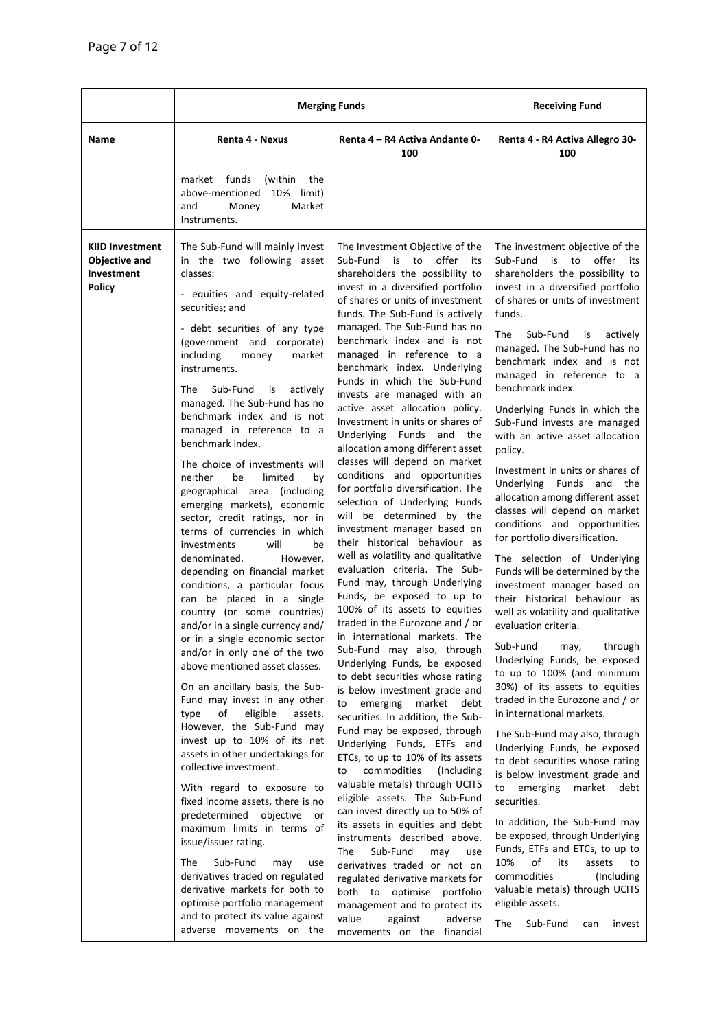| | Merging Funds | | Receiving Fund |
|---|---|---|---|
| **Name** | **Renta 4 - Nexus** | **Renta 4 – R4 Activa Andante 0-100** | **Renta 4 - R4 Activa Allegro 30-100** |
| | market funds (within the above-mentioned 10% limit) and Money Market Instruments. | | |
| **KIID Investment Objective and Investment Policy** | The Sub-Fund will mainly invest in the two following asset classes:<br><br>- equities and equity-related securities; and<br><br>- debt securities of any type (government and corporate) including money market instruments.<br><br>The Sub-Fund is actively managed. The Sub-Fund has no benchmark index and is not managed in reference to a benchmark index.<br><br>The choice of investments will neither be limited by geographical area (including emerging markets), economic sector, credit ratings, nor in terms of currencies in which investments will be denominated. However, depending on financial market conditions, a particular focus can be placed in a single country (or some countries) and/or in a single currency and/ or in a single economic sector and/or in only one of the two above mentioned asset classes.<br><br>On an ancillary basis, the Sub-Fund may invest in any other type of eligible assets. However, the Sub-Fund may invest up to 10% of its net assets in other undertakings for collective investment.<br><br>With regard to exposure to fixed income assets, there is no predetermined objective or maximum limits in terms of issue/issuer rating.<br><br>The Sub-Fund may use derivatives traded on regulated derivative markets for both to optimise portfolio management and to protect its value against adverse movements on the | The Investment Objective of the Sub-Fund is to offer its shareholders the possibility to invest in a diversified portfolio of shares or units of investment funds. The Sub-Fund is actively managed. The Sub-Fund has no benchmark index and is not managed in reference to a benchmark index. Underlying Funds in which the Sub-Fund invests are managed with an active asset allocation policy. Investment in units or shares of Underlying Funds and the allocation among different asset classes will depend on market conditions and opportunities for portfolio diversification. The selection of Underlying Funds will be determined by the investment manager based on their historical behaviour as well as volatility and qualitative evaluation criteria. The Sub-Fund may, through Underlying Funds, be exposed to up to 100% of its assets to equities traded in the Eurozone and / or in international markets. The Sub-Fund may also, through Underlying Funds, be exposed to debt securities whose rating is below investment grade and to emerging market debt securities. In addition, the Sub-Fund may be exposed, through Underlying Funds, ETFs and ETCs, to up to 10% of its assets to commodities (Including valuable metals) through UCITS eligible assets. The Sub-Fund can invest directly up to 50% of its assets in equities and debt instruments described above. The Sub-Fund may use derivatives traded or not on regulated derivative markets for both to optimise portfolio management and to protect its value against adverse movements on the financial | The investment objective of the Sub-Fund is to offer its shareholders the possibility to invest in a diversified portfolio of shares or units of investment funds.<br><br>The Sub-Fund is actively managed. The Sub-Fund has no benchmark index and is not managed in reference to a benchmark index.<br><br>Underlying Funds in which the Sub-Fund invests are managed with an active asset allocation policy.<br><br>Investment in units or shares of Underlying Funds and the allocation among different asset classes will depend on market conditions and opportunities for portfolio diversification.<br><br>The selection of Underlying Funds will be determined by the investment manager based on their historical behaviour as well as volatility and qualitative evaluation criteria.<br><br>Sub-Fund may, through Underlying Funds, be exposed to up to 100% (and minimum 30%) of its assets to equities traded in the Eurozone and / or in international markets.<br><br>The Sub-Fund may also, through Underlying Funds, be exposed to debt securities whose rating is below investment grade and to emerging market debt securities.<br><br>In addition, the Sub-Fund may be exposed, through Underlying Funds, ETFs and ETCs, to up to 10% of its assets to commodities (Including valuable metals) through UCITS eligible assets.<br><br>The Sub-Fund can invest |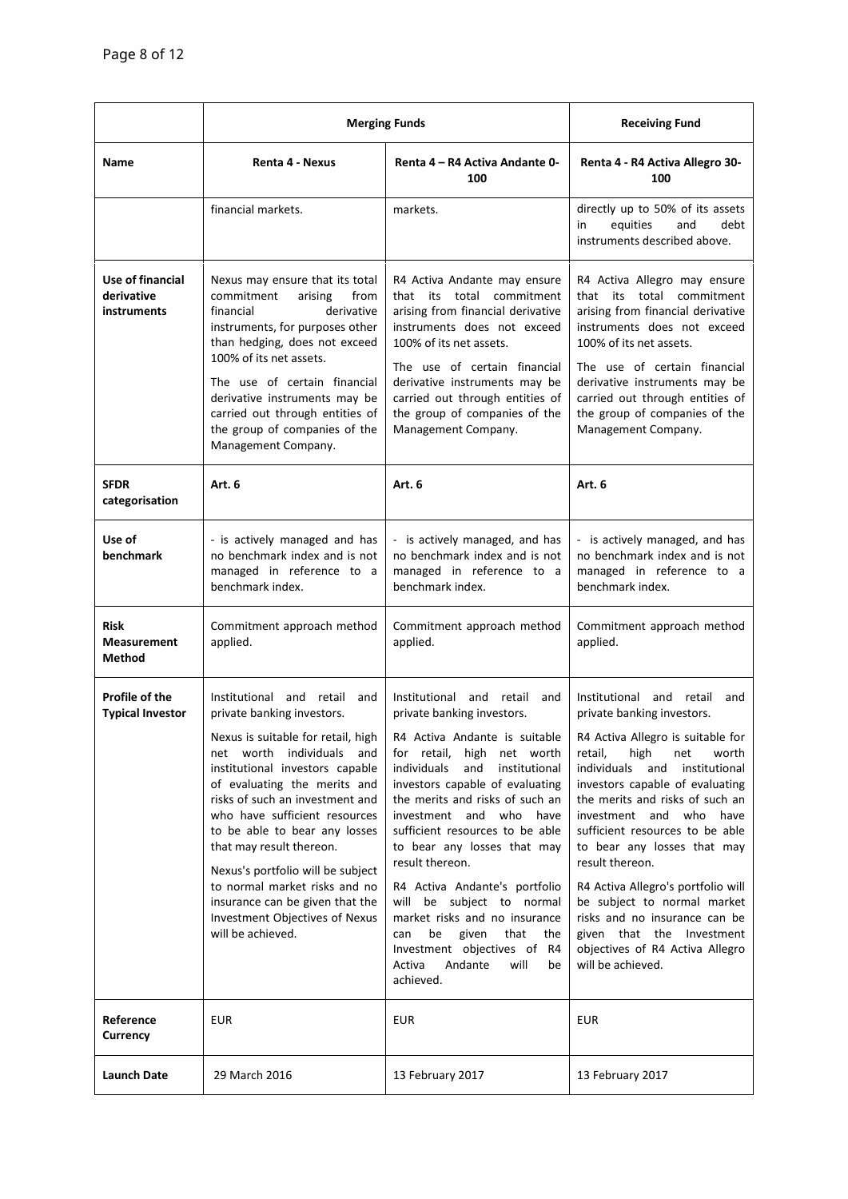| | **Merging Funds** | | **Receiving Fund** |
|---|---|---|---|
| **Name** | **Renta 4 - Nexus** | **Renta 4 – R4 Activa Andante 0-100** | **Renta 4 - R4 Activa Allegro 30-100** |
| | financial markets. | markets. | directly up to 50% of its assets in equities and debt instruments described above. |
| **Use of financial derivative instruments** | Nexus may ensure that its total commitment arising from financial derivative instruments, for purposes other than hedging, does not exceed 100% of its net assets.<br><br>The use of certain financial derivative instruments may be carried out through entities of the group of companies of the Management Company. | R4 Activa Andante may ensure that its total commitment arising from financial derivative instruments does not exceed 100% of its net assets.<br><br>The use of certain financial derivative instruments may be carried out through entities of the group of companies of the Management Company. | R4 Activa Allegro may ensure that its total commitment arising from financial derivative instruments does not exceed 100% of its net assets.<br><br>The use of certain financial derivative instruments may be carried out through entities of the group of companies of the Management Company. |
| **SFDR categorisation** | **Art. 6** | **Art. 6** | **Art. 6** |
| **Use of benchmark** | - is actively managed and has no benchmark index and is not managed in reference to a benchmark index. | - is actively managed, and has no benchmark index and is not managed in reference to a benchmark index. | - is actively managed, and has no benchmark index and is not managed in reference to a benchmark index. |
| **Risk Measurement Method** | Commitment approach method applied. | Commitment approach method applied. | Commitment approach method applied. |
| **Profile of the Typical Investor** | Institutional and retail and private banking investors.<br><br>Nexus is suitable for retail, high net worth individuals and institutional investors capable of evaluating the merits and risks of such an investment and who have sufficient resources to be able to bear any losses that may result thereon.<br><br>Nexus's portfolio will be subject to normal market risks and no insurance can be given that the Investment Objectives of Nexus will be achieved. | Institutional and retail and private banking investors.<br><br>R4 Activa Andante is suitable for retail, high net worth individuals and institutional investors capable of evaluating the merits and risks of such an investment and who have sufficient resources to be able to bear any losses that may result thereon.<br><br>R4 Activa Andante's portfolio will be subject to normal market risks and no insurance can be given that the Investment objectives of R4 Activa Andante will be achieved. | Institutional and retail and private banking investors.<br><br>R4 Activa Allegro is suitable for retail, high net worth individuals and institutional investors capable of evaluating the merits and risks of such an investment and who have sufficient resources to be able to bear any losses that may result thereon.<br><br>R4 Activa Allegro's portfolio will be subject to normal market risks and no insurance can be given that the Investment objectives of R4 Activa Allegro will be achieved. |
| **Reference Currency** | EUR | EUR | EUR |
| **Launch Date** | 29 March 2016 | 13 February 2017 | 13 February 2017 |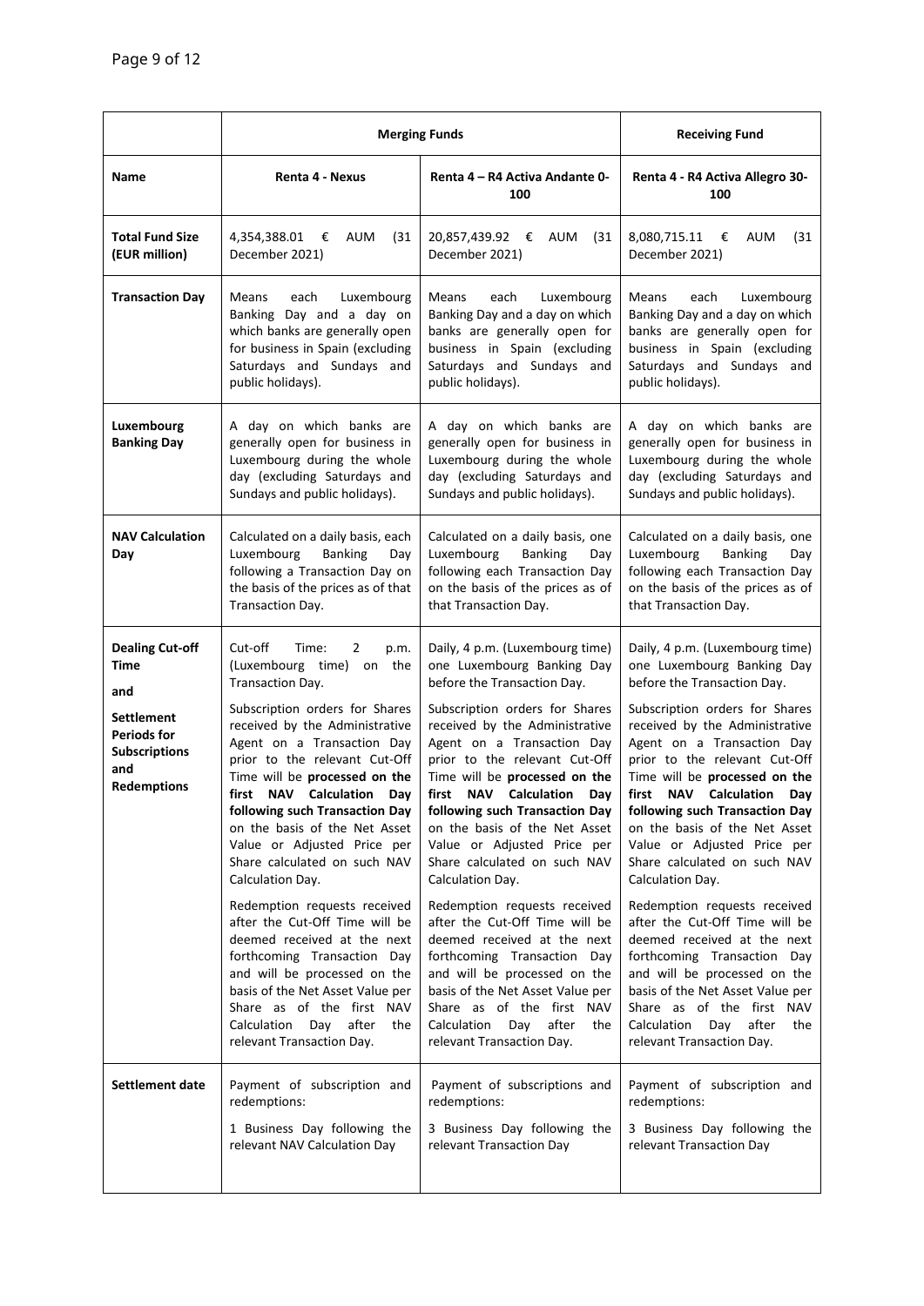| | Merging Funds | | Receiving Fund |
|---|---|---|---|
| **Name** | **Renta 4 - Nexus** | **Renta 4 – R4 Activa Andante 0-100** | **Renta 4 - R4 Activa Allegro 30-100** |
| **Total Fund Size (EUR million)** | 4,354,388.01 € AUM (31 December 2021) | 20,857,439.92 € AUM (31 December 2021) | 8,080,715.11 € AUM (31 December 2021) |
| **Transaction Day** | Means each Luxembourg Banking Day and a day on which banks are generally open for business in Spain (excluding Saturdays and Sundays and public holidays). | Means each Luxembourg Banking Day and a day on which banks are generally open for business in Spain (excluding Saturdays and Sundays and public holidays). | Means each Luxembourg Banking Day and a day on which banks are generally open for business in Spain (excluding Saturdays and Sundays and public holidays). |
| **Luxembourg Banking Day** | A day on which banks are generally open for business in Luxembourg during the whole day (excluding Saturdays and Sundays and public holidays). | A day on which banks are generally open for business in Luxembourg during the whole day (excluding Saturdays and Sundays and public holidays). | A day on which banks are generally open for business in Luxembourg during the whole day (excluding Saturdays and Sundays and public holidays). |
| **NAV Calculation Day** | Calculated on a daily basis, each Luxembourg Banking Day following a Transaction Day on the basis of the prices as of that Transaction Day. | Calculated on a daily basis, one Luxembourg Banking Day following each Transaction Day on the basis of the prices as of that Transaction Day. | Calculated on a daily basis, one Luxembourg Banking Day following each Transaction Day on the basis of the prices as of that Transaction Day. |
| **Dealing Cut-off Time and Settlement Periods for Subscriptions and Redemptions** | Cut-off Time: 2 p.m. (Luxembourg time) on the Transaction Day.<br><br>Subscription orders for Shares received by the Administrative Agent on a Transaction Day prior to the relevant Cut-Off Time will be **processed on the first NAV Calculation Day following such Transaction Day** on the basis of the Net Asset Value or Adjusted Price per Share calculated on such NAV Calculation Day.<br><br>Redemption requests received after the Cut-Off Time will be deemed received at the next forthcoming Transaction Day and will be processed on the basis of the Net Asset Value per Share as of the first NAV Calculation Day after the relevant Transaction Day. | Daily, 4 p.m. (Luxembourg time) one Luxembourg Banking Day before the Transaction Day.<br><br>Subscription orders for Shares received by the Administrative Agent on a Transaction Day prior to the relevant Cut-Off Time will be **processed on the first NAV Calculation Day following such Transaction Day** on the basis of the Net Asset Value or Adjusted Price per Share calculated on such NAV Calculation Day.<br><br>Redemption requests received after the Cut-Off Time will be deemed received at the next forthcoming Transaction Day and will be processed on the basis of the Net Asset Value per Share as of the first NAV Calculation Day after the relevant Transaction Day. | Daily, 4 p.m. (Luxembourg time) one Luxembourg Banking Day before the Transaction Day.<br><br>Subscription orders for Shares received by the Administrative Agent on a Transaction Day prior to the relevant Cut-Off Time will be **processed on the first NAV Calculation Day following such Transaction Day** on the basis of the Net Asset Value or Adjusted Price per Share calculated on such NAV Calculation Day.<br><br>Redemption requests received after the Cut-Off Time will be deemed received at the next forthcoming Transaction Day and will be processed on the basis of the Net Asset Value per Share as of the first NAV Calculation Day after the relevant Transaction Day. |
| **Settlement date** | Payment of subscription and redemptions:<br><br>1 Business Day following the relevant NAV Calculation Day | Payment of subscriptions and redemptions:<br><br>3 Business Day following the relevant Transaction Day | Payment of subscription and redemptions:<br><br>3 Business Day following the relevant Transaction Day |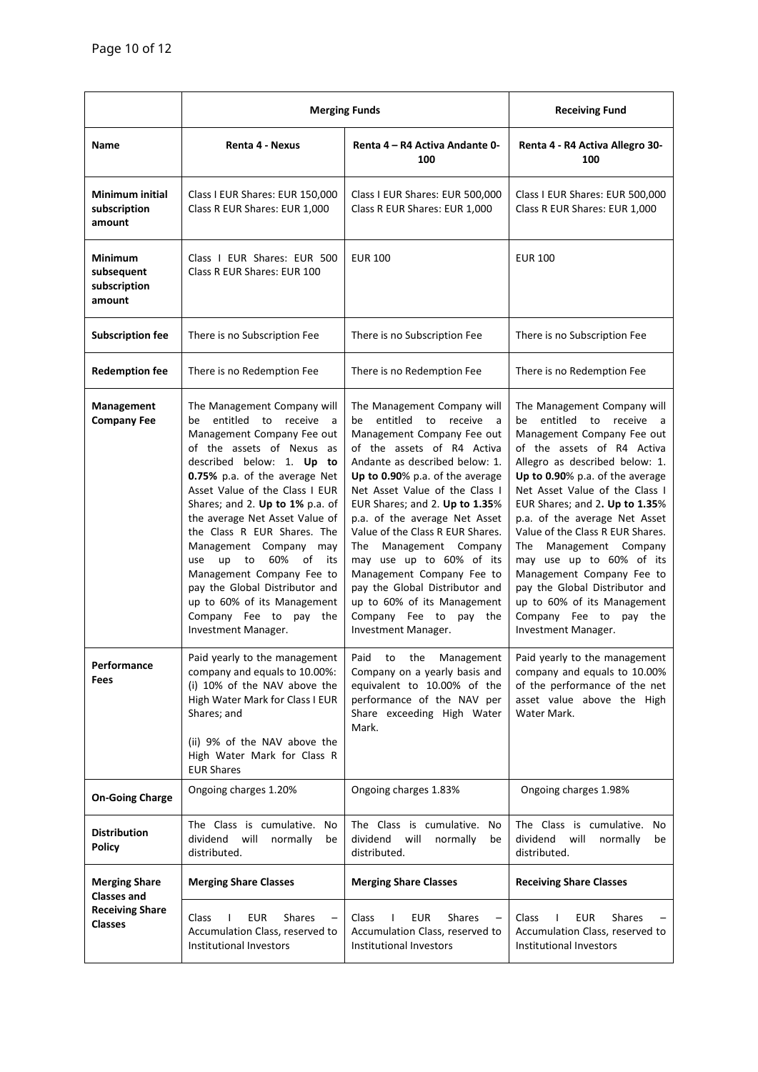| | Merging Funds | | Receiving Fund |
|---|---|---|---|
| **Name** | **Renta 4 - Nexus** | **Renta 4 – R4 Activa Andante 0-100** | **Renta 4 - R4 Activa Allegro 30-100** |
| **Minimum initial subscription amount** | Class I EUR Shares: EUR 150,000<br>Class R EUR Shares: EUR 1,000 | Class I EUR Shares: EUR 500,000<br>Class R EUR Shares: EUR 1,000 | Class I EUR Shares: EUR 500,000<br>Class R EUR Shares: EUR 1,000 |
| **Minimum subsequent subscription amount** | Class I EUR Shares: EUR 500<br>Class R EUR Shares: EUR 100 | EUR 100 | EUR 100 |
| **Subscription fee** | There is no Subscription Fee | There is no Subscription Fee | There is no Subscription Fee |
| **Redemption fee** | There is no Redemption Fee | There is no Redemption Fee | There is no Redemption Fee |
| **Management Company Fee** | The Management Company will be entitled to receive a Management Company Fee out of the assets of Nexus as described below: 1. **Up to 0.75%** p.a. of the average Net Asset Value of the Class I EUR Shares; and 2. **Up to 1%** p.a. of the average Net Asset Value of the Class R EUR Shares. The Management Company may use up to 60% of its Management Company Fee to pay the Global Distributor and up to 60% of its Management Company Fee to pay the Investment Manager. | The Management Company will be entitled to receive a Management Company Fee out of the assets of R4 Activa Andante as described below: 1. **Up to 0.90**% p.a. of the average Net Asset Value of the Class I EUR Shares; and 2. **Up to 1.35**% p.a. of the average Net Asset Value of the Class R EUR Shares. The Management Company may use up to 60% of its Management Company Fee to pay the Global Distributor and up to 60% of its Management Company Fee to pay the Investment Manager. | The Management Company will be entitled to receive a Management Company Fee out of the assets of R4 Activa Allegro as described below: 1. **Up to 0.90**% p.a. of the average Net Asset Value of the Class I EUR Shares; and 2**. Up to 1.35**% p.a. of the average Net Asset Value of the Class R EUR Shares. The Management Company may use up to 60% of its Management Company Fee to pay the Global Distributor and up to 60% of its Management Company Fee to pay the Investment Manager. |
| **Performance Fees** | Paid yearly to the management company and equals to 10.00%: (i) 10% of the NAV above the High Water Mark for Class I EUR Shares; and<br><br>(ii) 9% of the NAV above the High Water Mark for Class R EUR Shares | Paid to the Management Company on a yearly basis and equivalent to 10.00% of the performance of the NAV per Share exceeding High Water Mark. | Paid yearly to the management company and equals to 10.00% of the performance of the net asset value above the High Water Mark. |
| **On-Going Charge** | Ongoing charges 1.20% | Ongoing charges 1.83% | Ongoing charges 1.98% |
| **Distribution Policy** | The Class is cumulative. No dividend will normally be distributed. | The Class is cumulative. No dividend will normally be distributed. | The Class is cumulative. No dividend will normally be distributed. |
| **Merging Share Classes and Receiving Share Classes** | **Merging Share Classes** | **Merging Share Classes** | **Receiving Share Classes** |
| | Class I EUR Shares – Accumulation Class, reserved to Institutional Investors | Class I EUR Shares – Accumulation Class, reserved to Institutional Investors | Class I EUR Shares – Accumulation Class, reserved to Institutional Investors |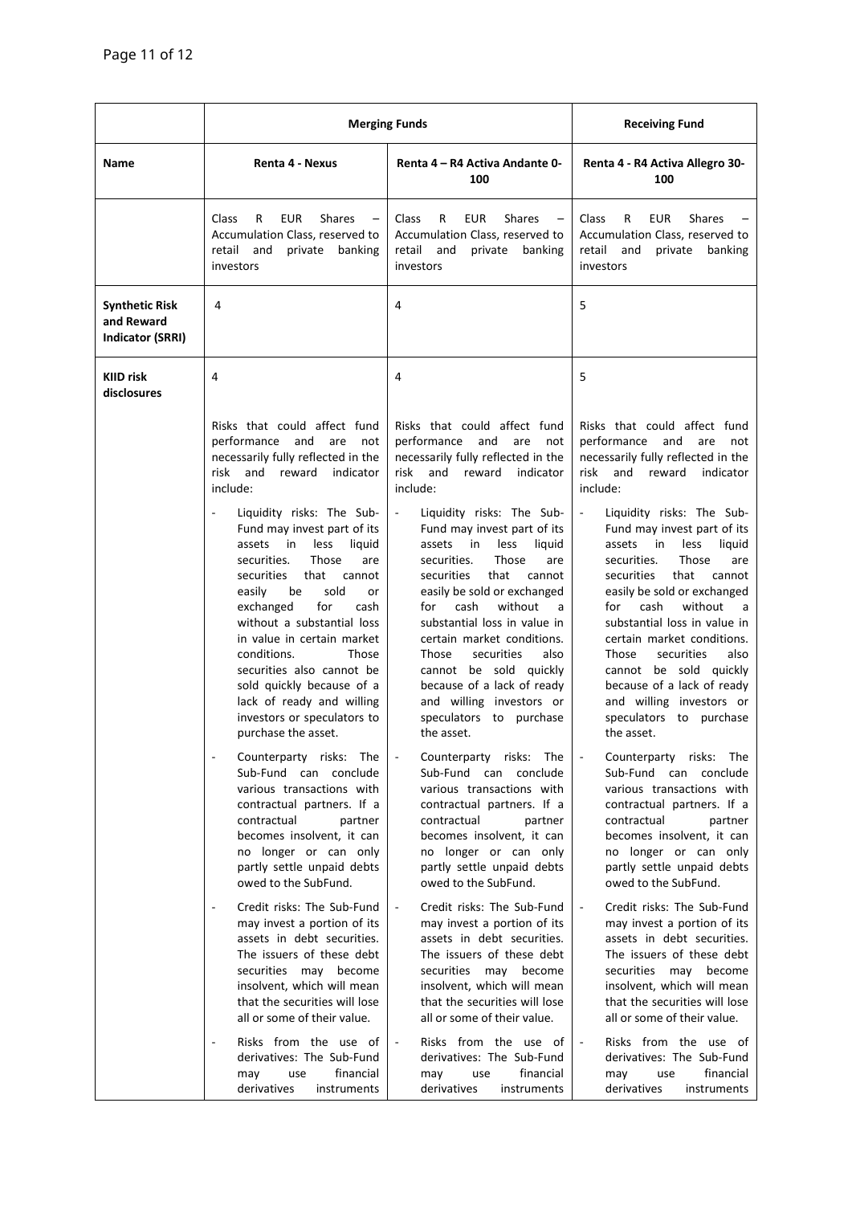| | Merging Funds | | Receiving Fund |
|---|---|---|---|
| **Name** | **Renta 4 - Nexus** | **Renta 4 – R4 Activa Andante 0-100** | **Renta 4 - R4 Activa Allegro 30-100** |
| | Class R EUR Shares – Accumulation Class, reserved to retail and private banking investors | Class R EUR Shares – Accumulation Class, reserved to retail and private banking investors | Class R EUR Shares – Accumulation Class, reserved to retail and private banking investors |
| **Synthetic Risk and Reward Indicator (SRRI)** | 4 | 4 | 5 |
| **KIID risk disclosures** | 4<br><br>Risks that could affect fund performance and are not necessarily fully reflected in the risk and reward indicator include:<br><br>- Liquidity risks: The Sub-Fund may invest part of its assets in less liquid securities. Those are securities that cannot easily be sold or exchanged for cash without a substantial loss in value in certain market conditions. Those securities also cannot be sold quickly because of a lack of ready and willing investors or speculators to purchase the asset.<br>- Counterparty risks: The Sub-Fund can conclude various transactions with contractual partners. If a contractual partner becomes insolvent, it can no longer or can only partly settle unpaid debts owed to the SubFund.<br>- Credit risks: The Sub-Fund may invest a portion of its assets in debt securities. The issuers of these debt securities may become insolvent, which will mean that the securities will lose all or some of their value.<br>- Risks from the use of derivatives: The Sub-Fund may use financial derivatives instruments | 4<br><br>Risks that could affect fund performance and are not necessarily fully reflected in the risk and reward indicator include:<br><br>- Liquidity risks: The Sub-Fund may invest part of its assets in less liquid securities. Those are securities that cannot easily be sold or exchanged for cash without a substantial loss in value in certain market conditions. Those securities also cannot be sold quickly because of a lack of ready and willing investors or speculators to purchase the asset.<br>- Counterparty risks: The Sub-Fund can conclude various transactions with contractual partners. If a contractual partner becomes insolvent, it can no longer or can only partly settle unpaid debts owed to the SubFund.<br>- Credit risks: The Sub-Fund may invest a portion of its assets in debt securities. The issuers of these debt securities may become insolvent, which will mean that the securities will lose all or some of their value.<br>- Risks from the use of derivatives: The Sub-Fund may use financial derivatives instruments | 5<br><br>Risks that could affect fund performance and are not necessarily fully reflected in the risk and reward indicator include:<br><br>- Liquidity risks: The Sub-Fund may invest part of its assets in less liquid securities. Those are securities that cannot easily be sold or exchanged for cash without a substantial loss in value in certain market conditions. Those securities also cannot be sold quickly because of a lack of ready and willing investors or speculators to purchase the asset.<br>- Counterparty risks: The Sub-Fund can conclude various transactions with contractual partners. If a contractual partner becomes insolvent, it can no longer or can only partly settle unpaid debts owed to the SubFund.<br>- Credit risks: The Sub-Fund may invest a portion of its assets in debt securities. The issuers of these debt securities may become insolvent, which will mean that the securities will lose all or some of their value.<br>- Risks from the use of derivatives: The Sub-Fund may use financial derivatives instruments |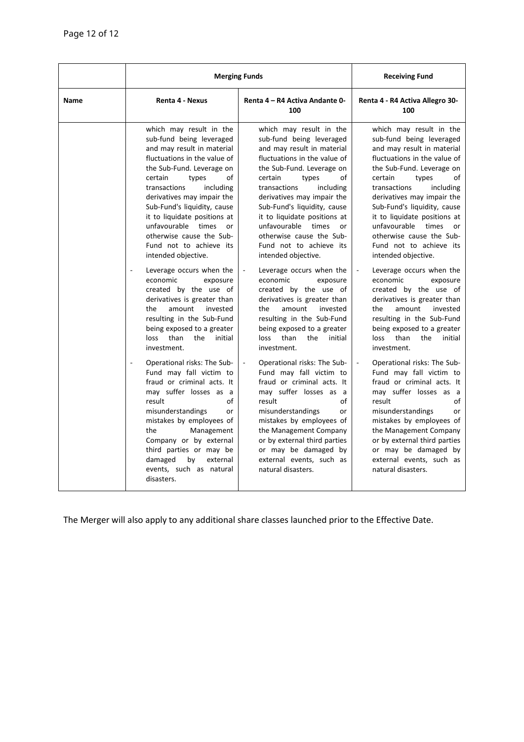| | Merging Funds | | Receiving Fund |
|---|---|---|---|
| **Name** | **Renta 4 - Nexus** | **Renta 4 – R4 Activa Andante 0-100** | **Renta 4 - R4 Activa Allegro 30-100** |
| | which may result in the sub-fund being leveraged and may result in material fluctuations in the value of the Sub-Fund. Leverage on certain types of transactions including derivatives may impair the Sub-Fund's liquidity, cause it to liquidate positions at unfavourable times or otherwise cause the Sub-Fund not to achieve its intended objective.<br><br>- Leverage occurs when the economic exposure created by the use of derivatives is greater than the amount invested resulting in the Sub-Fund being exposed to a greater loss than the initial investment.<br><br>- Operational risks: The Sub-Fund may fall victim to fraud or criminal acts. It may suffer losses as a result of misunderstandings or mistakes by employees of the Management Company or by external third parties or may be damaged by external events, such as natural disasters. | which may result in the sub-fund being leveraged and may result in material fluctuations in the value of the Sub-Fund. Leverage on certain types of transactions including derivatives may impair the Sub-Fund's liquidity, cause it to liquidate positions at unfavourable times or otherwise cause the Sub-Fund not to achieve its intended objective.<br><br>- Leverage occurs when the economic exposure created by the use of derivatives is greater than the amount invested resulting in the Sub-Fund being exposed to a greater loss than the initial investment.<br><br>- Operational risks: The Sub-Fund may fall victim to fraud or criminal acts. It may suffer losses as a result of misunderstandings or mistakes by employees of the Management Company or by external third parties or may be damaged by external events, such as natural disasters. | which may result in the sub-fund being leveraged and may result in material fluctuations in the value of the Sub-Fund. Leverage on certain types of transactions including derivatives may impair the Sub-Fund's liquidity, cause it to liquidate positions at unfavourable times or otherwise cause the Sub-Fund not to achieve its intended objective.<br><br>- Leverage occurs when the economic exposure created by the use of derivatives is greater than the amount invested resulting in the Sub-Fund being exposed to a greater loss than the initial investment.<br><br>- Operational risks: The Sub-Fund may fall victim to fraud or criminal acts. It may suffer losses as a result of misunderstandings or mistakes by employees of the Management Company or by external third parties or may be damaged by external events, such as natural disasters. |

The Merger will also apply to any additional share classes launched prior to the Effective Date.